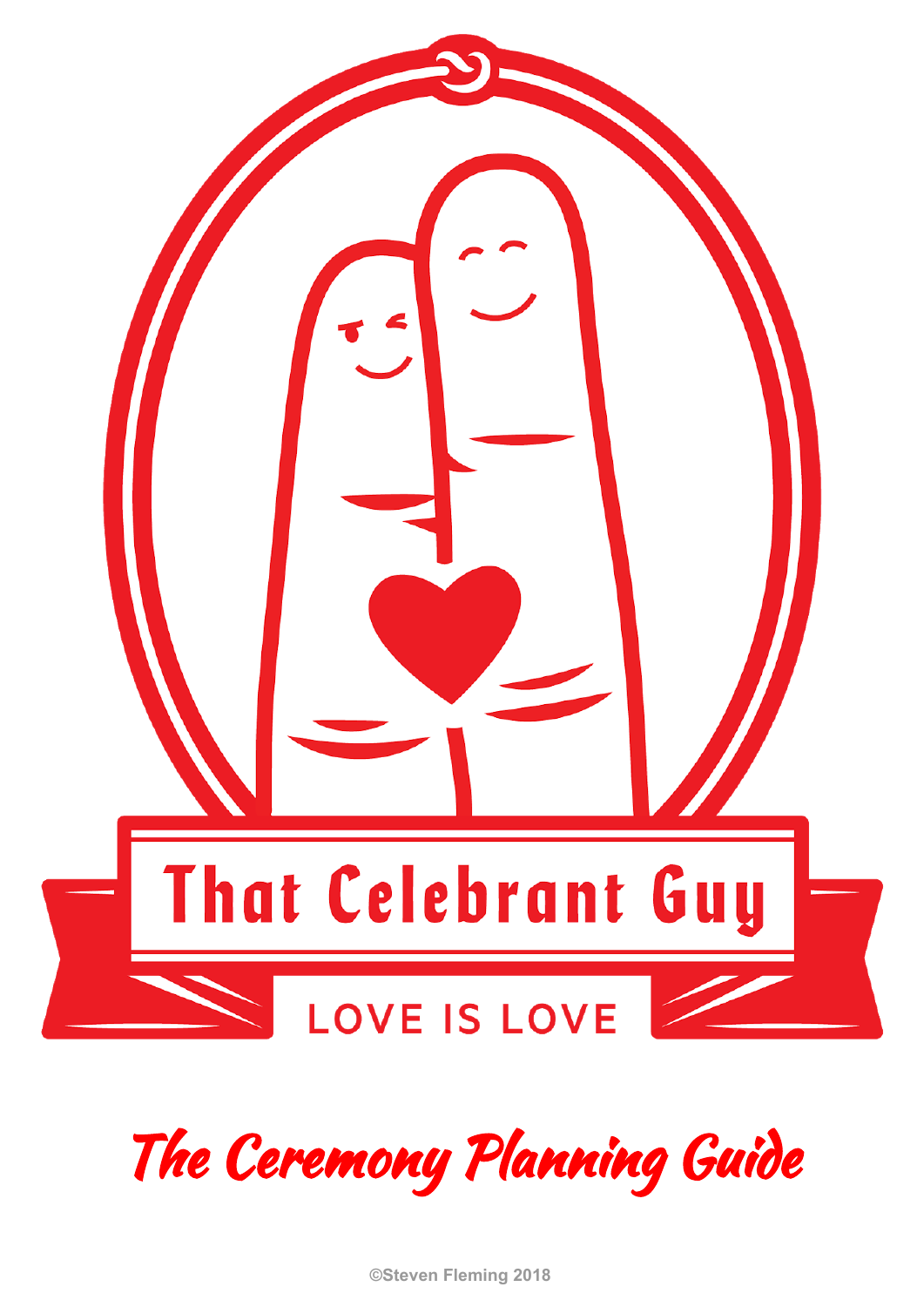That Celebrant Guy

LOVE IS LOVE

# The Ceremony Planning Guide

©Steven Fleming 2018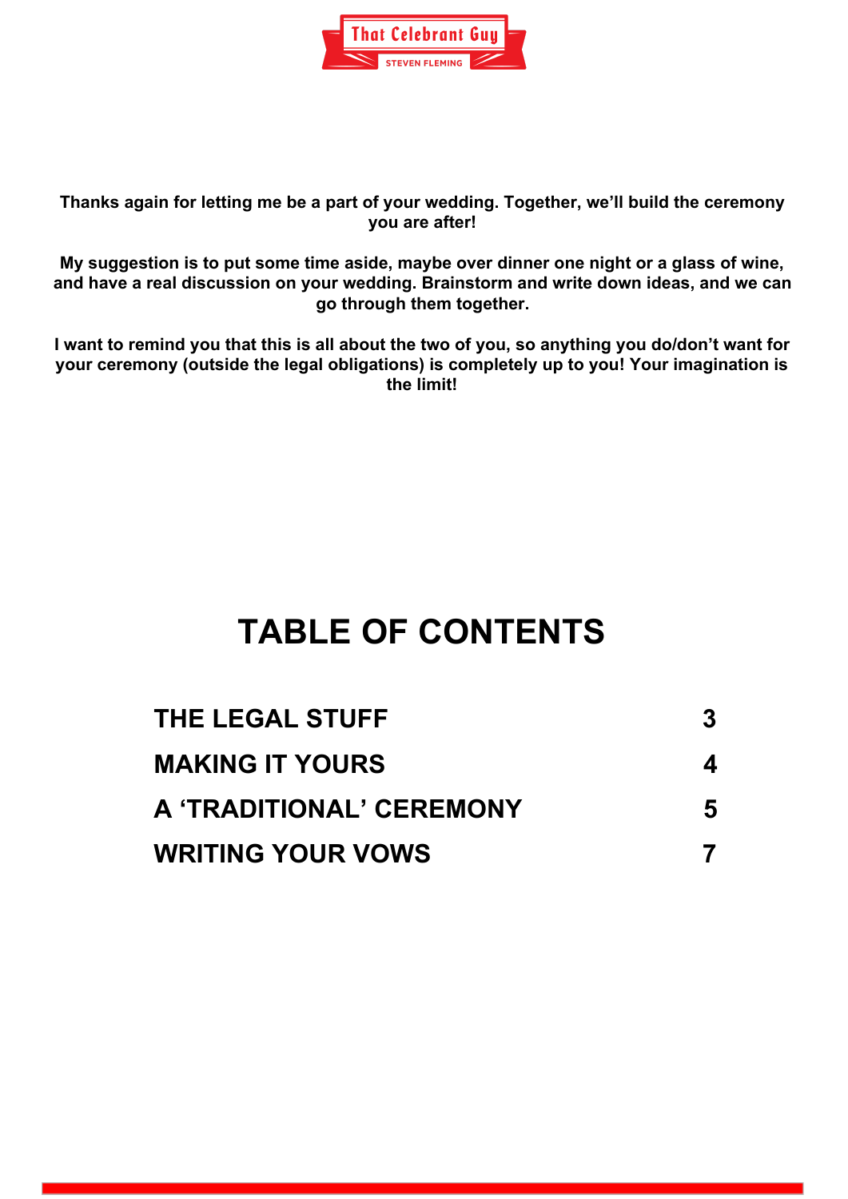That Celebrant Guy
STEVEN FLEMING

**Thanks again for letting me be a part of your wedding. Together, we'll build the ceremony you are after!**

**My suggestion is to put some time aside, maybe over dinner one night or a glass of wine, and have a real discussion on your wedding. Brainstorm and write down ideas, and we can go through them together.**

**I want to remind you that this is all about the two of you, so anything you do/don't want for your ceremony (outside the legal obligations) is completely up to you! Your imagination is the limit!**

# TABLE OF CONTENTS

| | |
|---|---|
| **THE LEGAL STUFF** | **3** |
| **MAKING IT YOURS** | **4** |
| **A 'TRADITIONAL' CEREMONY** | **5** |
| **WRITING YOUR VOWS** | **7** |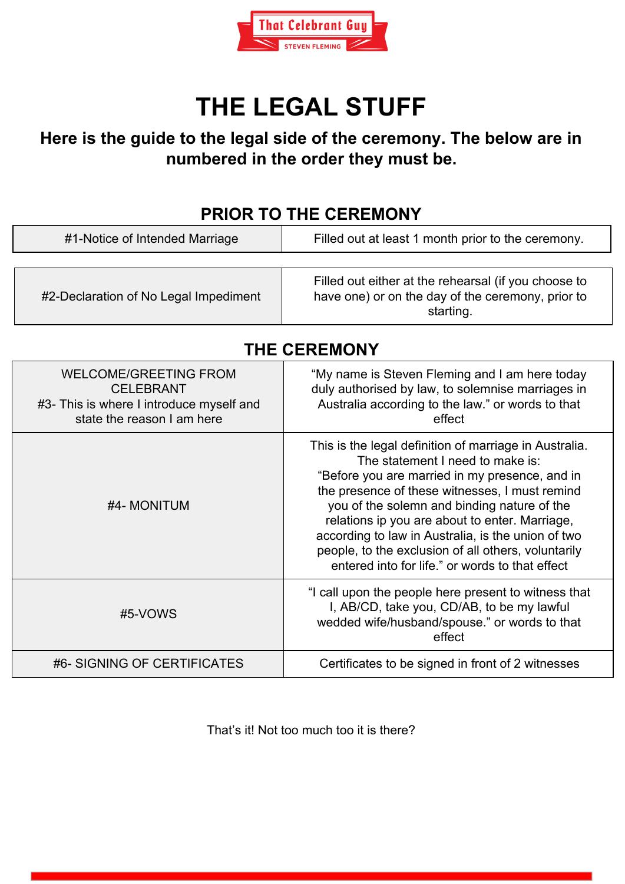# THE LEGAL STUFF

**Here is the guide to the legal side of the ceremony. The below are in numbered in the order they must be.**

## PRIOR TO THE CEREMONY

| | |
|---|---|
| #1-Notice of Intended Marriage | Filled out at least 1 month prior to the ceremony. |
| #2-Declaration of No Legal Impediment | Filled out either at the rehearsal (if you choose to have one) or on the day of the ceremony, prior to starting. |

## THE CEREMONY

| | |
|---|---|
| WELCOME/GREETING FROM CELEBRANT<br>#3- This is where I introduce myself and state the reason I am here | "My name is Steven Fleming and I am here today duly authorised by law, to solemnise marriages in Australia according to the law." or words to that effect |
| #4- MONITUM | This is the legal definition of marriage in Australia. The statement I need to make is:<br>"Before you are married in my presence, and in the presence of these witnesses, I must remind you of the solemn and binding nature of the relations ip you are about to enter. Marriage, according to law in Australia, is the union of two people, to the exclusion of all others, voluntarily entered into for life." or words to that effect |
| #5-VOWS | "I call upon the people here present to witness that I, AB/CD, take you, CD/AB, to be my lawful wedded wife/husband/spouse." or words to that effect |
| #6- SIGNING OF CERTIFICATES | Certificates to be signed in front of 2 witnesses |

That's it! Not too much too it is there?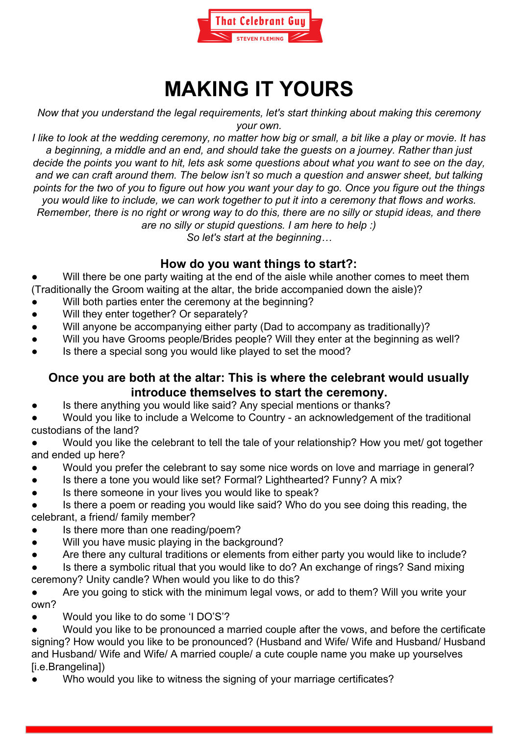# MAKING IT YOURS

*Now that you understand the legal requirements, let's start thinking about making this ceremony your own.*

*I like to look at the wedding ceremony, no matter how big or small, a bit like a play or movie. It has a beginning, a middle and an end, and should take the guests on a journey. Rather than just decide the points you want to hit, lets ask some questions about what you want to see on the day, and we can craft around them. The below isn't so much a question and answer sheet, but talking points for the two of you to figure out how you want your day to go. Once you figure out the things you would like to include, we can work together to put it into a ceremony that flows and works. Remember, there is no right or wrong way to do this, there are no silly or stupid ideas, and there are no silly or stupid questions. I am here to help :)*

*So let's start at the beginning…*

## How do you want things to start?:

- Will there be one party waiting at the end of the aisle while another comes to meet them (Traditionally the Groom waiting at the altar, the bride accompanied down the aisle)?
- Will both parties enter the ceremony at the beginning?
- Will they enter together? Or separately?
- Will anyone be accompanying either party (Dad to accompany as traditionally)?
- Will you have Grooms people/Brides people? Will they enter at the beginning as well?
- Is there a special song you would like played to set the mood?

## Once you are both at the altar: This is where the celebrant would usually introduce themselves to start the ceremony.

- Is there anything you would like said? Any special mentions or thanks?
- Would you like to include a Welcome to Country - an acknowledgement of the traditional custodians of the land?
- Would you like the celebrant to tell the tale of your relationship? How you met/ got together and ended up here?
- Would you prefer the celebrant to say some nice words on love and marriage in general?
- Is there a tone you would like set? Formal? Lighthearted? Funny? A mix?
- Is there someone in your lives you would like to speak?
- Is there a poem or reading you would like said? Who do you see doing this reading, the celebrant, a friend/ family member?
- Is there more than one reading/poem?
- Will you have music playing in the background?
- Are there any cultural traditions or elements from either party you would like to include?
- Is there a symbolic ritual that you would like to do? An exchange of rings? Sand mixing ceremony? Unity candle? When would you like to do this?
- Are you going to stick with the minimum legal vows, or add to them? Will you write your own?
- Would you like to do some 'I DO'S'?
- Would you like to be pronounced a married couple after the vows, and before the certificate signing? How would you like to be pronounced? (Husband and Wife/ Wife and Husband/ Husband and Husband/ Wife and Wife/ A married couple/ a cute couple name you make up yourselves [i.e.Brangelina])
- Who would you like to witness the signing of your marriage certificates?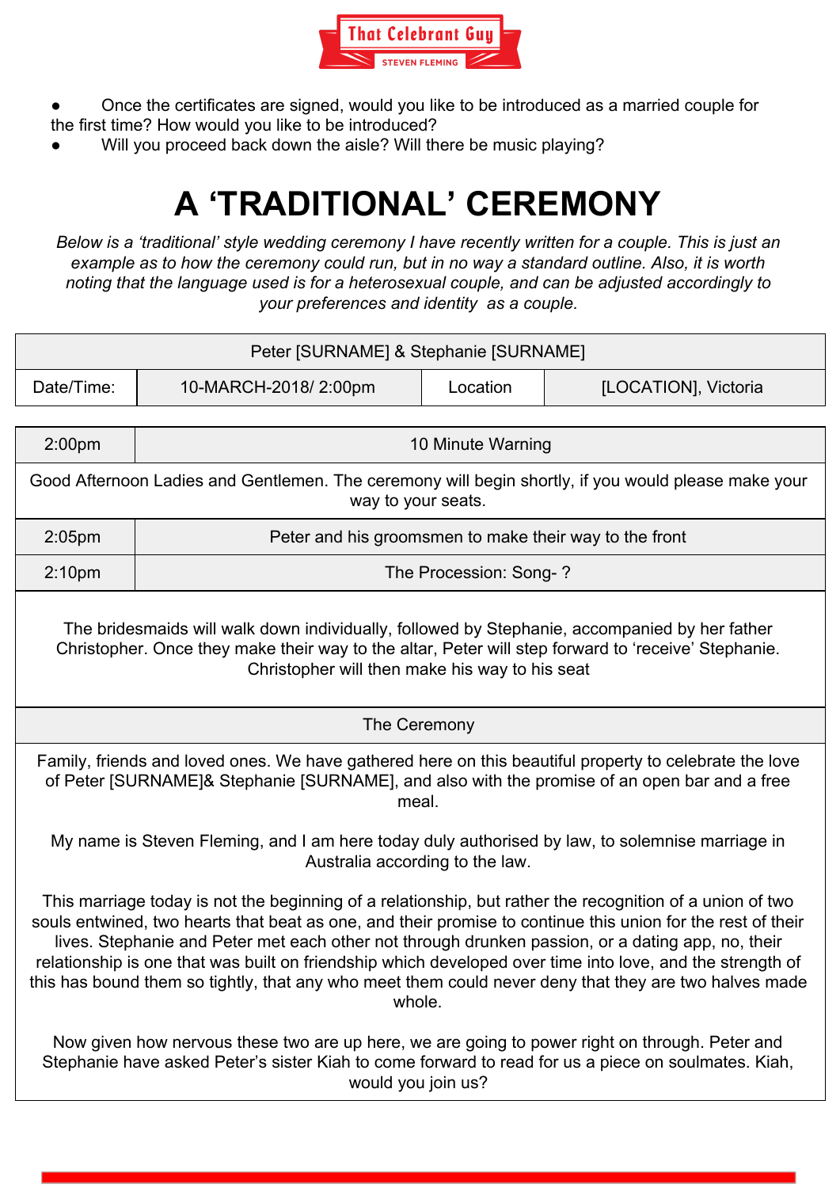- Once the certificates are signed, would you like to be introduced as a married couple for the first time? How would you like to be introduced?
- Will you proceed back down the aisle? Will there be music playing?

# A 'TRADITIONAL' CEREMONY

*Below is a 'traditional' style wedding ceremony I have recently written for a couple. This is just an example as to how the ceremony could run, but in no way a standard outline. Also, it is worth noting that the language used is for a heterosexual couple, and can be adjusted accordingly to your preferences and identity as a couple.*

| Peter [SURNAME] & Stephanie [SURNAME] | | | |
|---|---|---|---|
| Date/Time: | 10-MARCH-2018/ 2:00pm | Location | [LOCATION], Victoria |

| 2:00pm | 10 Minute Warning |
|---|---|
| Good Afternoon Ladies and Gentlemen. The ceremony will begin shortly, if you would please make your way to your seats. | |
| 2:05pm | Peter and his groomsmen to make their way to the front |
| 2:10pm | The Procession: Song- ? |
| The bridesmaids will walk down individually, followed by Stephanie, accompanied by her father Christopher. Once they make their way to the altar, Peter will step forward to 'receive' Stephanie. Christopher will then make his way to his seat | |
| The Ceremony | |
| Family, friends and loved ones. We have gathered here on this beautiful property to celebrate the love of Peter [SURNAME]& Stephanie [SURNAME], and also with the promise of an open bar and a free meal.<br><br>My name is Steven Fleming, and I am here today duly authorised by law, to solemnise marriage in Australia according to the law.<br><br>This marriage today is not the beginning of a relationship, but rather the recognition of a union of two souls entwined, two hearts that beat as one, and their promise to continue this union for the rest of their lives. Stephanie and Peter met each other not through drunken passion, or a dating app, no, their relationship is one that was built on friendship which developed over time into love, and the strength of this has bound them so tightly, that any who meet them could never deny that they are two halves made whole.<br><br>Now given how nervous these two are up here, we are going to power right on through. Peter and Stephanie have asked Peter's sister Kiah to come forward to read for us a piece on soulmates. Kiah, would you join us? | |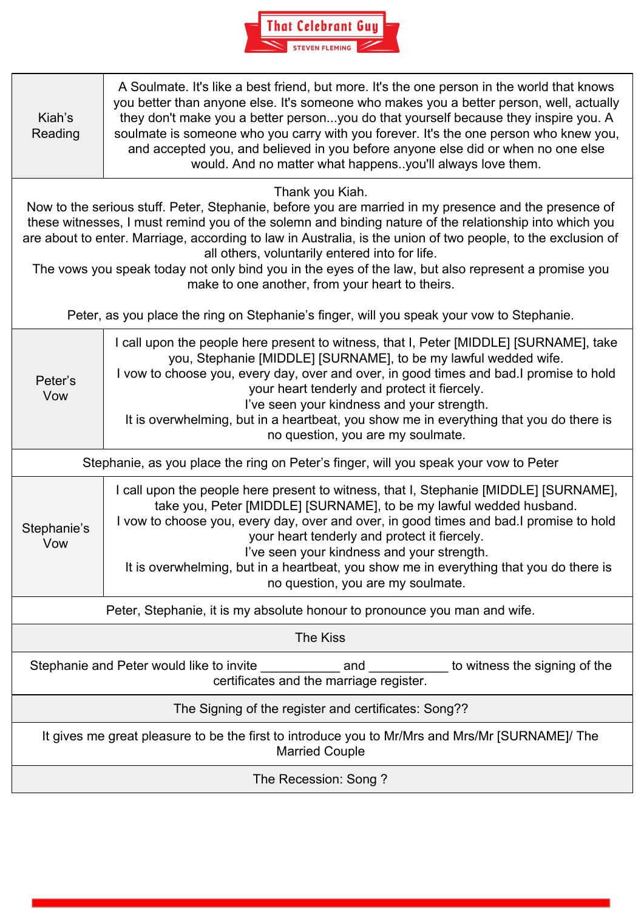| Kiah's Reading | A Soulmate. It's like a best friend, but more. It's the one person in the world that knows you better than anyone else. It's someone who makes you a better person, well, actually they don't make you a better person...you do that yourself because they inspire you. A soulmate is someone who you carry with you forever. It's the one person who knew you, and accepted you, and believed in you before anyone else did or when no one else would. And no matter what happens..you'll always love them. |
|---|---|
| Thank you Kiah.<br>Now to the serious stuff. Peter, Stephanie, before you are married in my presence and the presence of these witnesses, I must remind you of the solemn and binding nature of the relationship into which you are about to enter. Marriage, according to law in Australia, is the union of two people, to the exclusion of all others, voluntarily entered into for life.<br>The vows you speak today not only bind you in the eyes of the law, but also represent a promise you make to one another, from your heart to theirs.<br><br>Peter, as you place the ring on Stephanie's finger, will you speak your vow to Stephanie. | |
| Peter's Vow | I call upon the people here present to witness, that I, Peter [MIDDLE] [SURNAME], take you, Stephanie [MIDDLE] [SURNAME], to be my lawful wedded wife.<br>I vow to choose you, every day, over and over, in good times and bad.I promise to hold your heart tenderly and protect it fiercely.<br>I've seen your kindness and your strength.<br>It is overwhelming, but in a heartbeat, you show me in everything that you do there is no question, you are my soulmate. |
| Stephanie, as you place the ring on Peter's finger, will you speak your vow to Peter | |
| Stephanie's Vow | I call upon the people here present to witness, that I, Stephanie [MIDDLE] [SURNAME], take you, Peter [MIDDLE] [SURNAME], to be my lawful wedded husband.<br>I vow to choose you, every day, over and over, in good times and bad.I promise to hold your heart tenderly and protect it fiercely.<br>I've seen your kindness and your strength.<br>It is overwhelming, but in a heartbeat, you show me in everything that you do there is no question, you are my soulmate. |
| Peter, Stephanie, it is my absolute honour to pronounce you man and wife. | |
| The Kiss | |
| Stephanie and Peter would like to invite ___________ and ___________ to witness the signing of the certificates and the marriage register. | |
| The Signing of the register and certificates: Song?? | |
| It gives me great pleasure to be the first to introduce you to Mr/Mrs and Mrs/Mr [SURNAME]/ The Married Couple | |
| The Recession: Song ? | |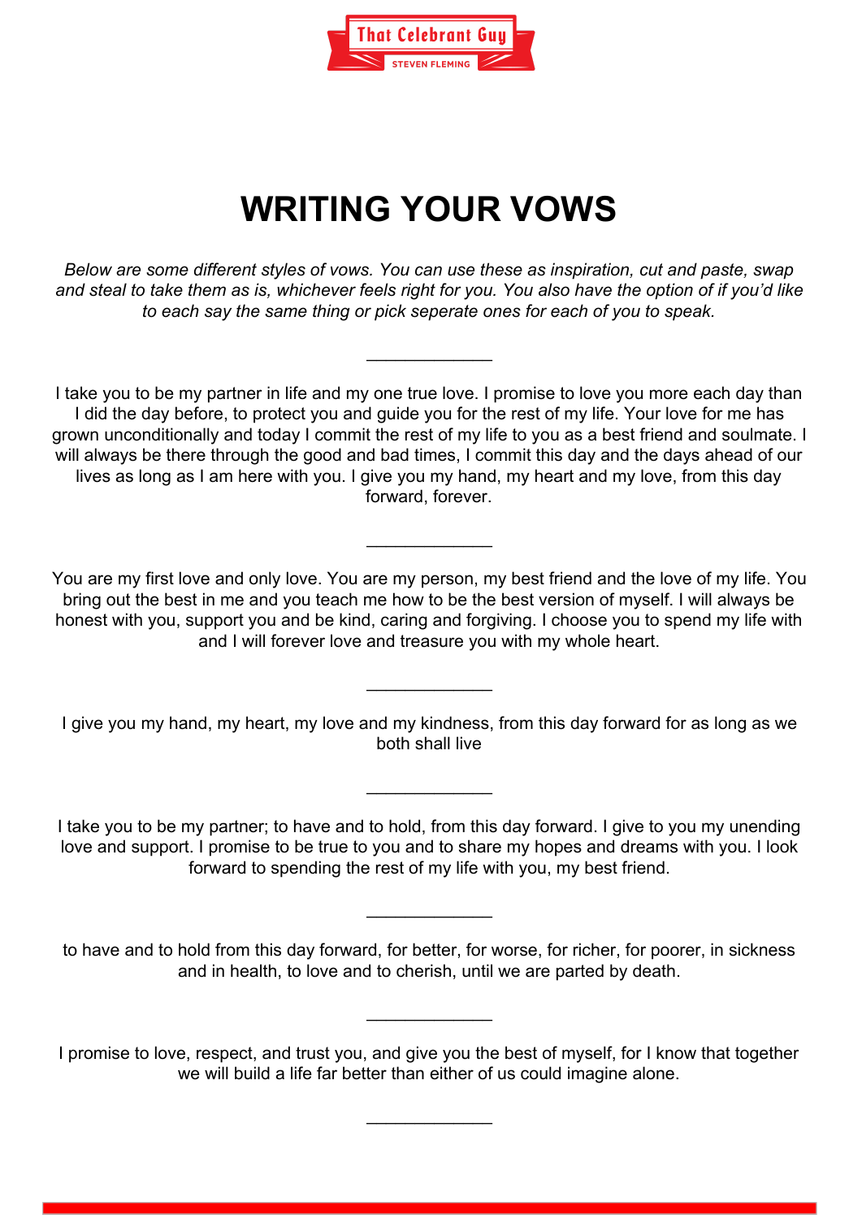# WRITING YOUR VOWS

*Below are some different styles of vows. You can use these as inspiration, cut and paste, swap and steal to take them as is, whichever feels right for you. You also have the option of if you'd like to each say the same thing or pick seperate ones for each of you to speak.*

______________

I take you to be my partner in life and my one true love. I promise to love you more each day than I did the day before, to protect you and guide you for the rest of my life. Your love for me has grown unconditionally and today I commit the rest of my life to you as a best friend and soulmate. I will always be there through the good and bad times, I commit this day and the days ahead of our lives as long as I am here with you. I give you my hand, my heart and my love, from this day forward, forever.

______________

You are my first love and only love. You are my person, my best friend and the love of my life. You bring out the best in me and you teach me how to be the best version of myself. I will always be honest with you, support you and be kind, caring and forgiving. I choose you to spend my life with and I will forever love and treasure you with my whole heart.

______________

I give you my hand, my heart, my love and my kindness, from this day forward for as long as we both shall live

______________

I take you to be my partner; to have and to hold, from this day forward. I give to you my unending love and support. I promise to be true to you and to share my hopes and dreams with you. I look forward to spending the rest of my life with you, my best friend.

______________

to have and to hold from this day forward, for better, for worse, for richer, for poorer, in sickness and in health, to love and to cherish, until we are parted by death.

______________

I promise to love, respect, and trust you, and give you the best of myself, for I know that together we will build a life far better than either of us could imagine alone.

______________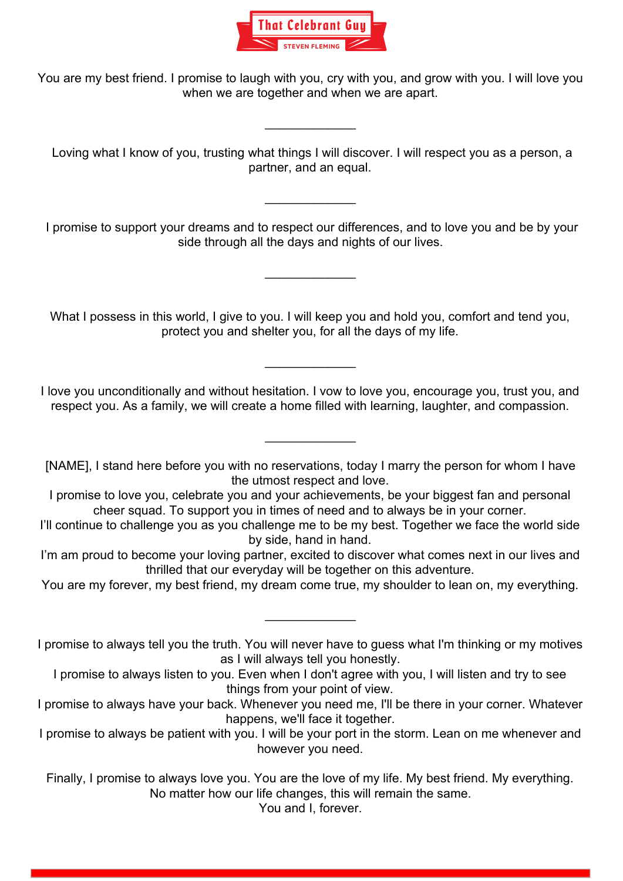You are my best friend. I promise to laugh with you, cry with you, and grow with you. I will love you when we are together and when we are apart.

_____________

Loving what I know of you, trusting what things I will discover. I will respect you as a person, a partner, and an equal.

_____________

I promise to support your dreams and to respect our differences, and to love you and be by your side through all the days and nights of our lives.

_____________

What I possess in this world, I give to you. I will keep you and hold you, comfort and tend you, protect you and shelter you, for all the days of my life.

_____________

I love you unconditionally and without hesitation. I vow to love you, encourage you, trust you, and respect you. As a family, we will create a home filled with learning, laughter, and compassion.

_____________

[NAME], I stand here before you with no reservations, today I marry the person for whom I have the utmost respect and love.
I promise to love you, celebrate you and your achievements, be your biggest fan and personal cheer squad. To support you in times of need and to always be in your corner.
I'll continue to challenge you as you challenge me to be my best. Together we face the world side by side, hand in hand.
I'm am proud to become your loving partner, excited to discover what comes next in our lives and thrilled that our everyday will be together on this adventure.
You are my forever, my best friend, my dream come true, my shoulder to lean on, my everything.

_____________

I promise to always tell you the truth. You will never have to guess what I'm thinking or my motives as I will always tell you honestly.
I promise to always listen to you. Even when I don't agree with you, I will listen and try to see things from your point of view.
I promise to always have your back. Whenever you need me, I'll be there in your corner. Whatever happens, we'll face it together.
I promise to always be patient with you. I will be your port in the storm. Lean on me whenever and however you need.

Finally, I promise to always love you. You are the love of my life. My best friend. My everything. No matter how our life changes, this will remain the same.
You and I, forever.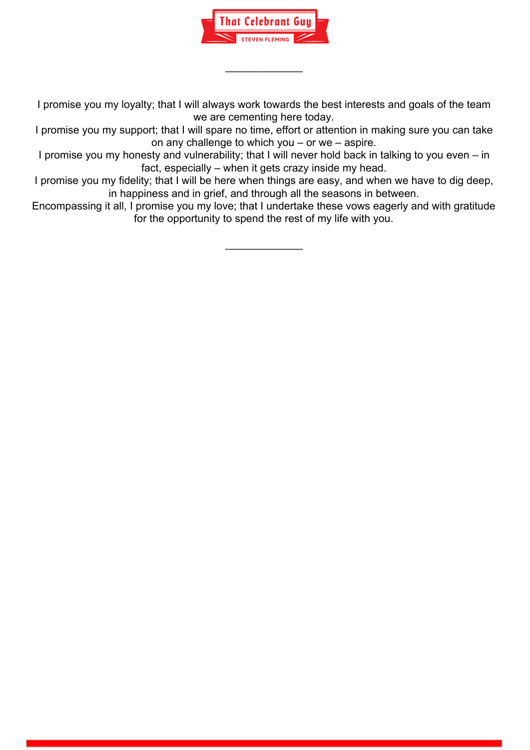\_\_\_\_\_\_\_\_\_\_\_\_\_

I promise you my loyalty; that I will always work towards the best interests and goals of the team we are cementing here today.

I promise you my support; that I will spare no time, effort or attention in making sure you can take on any challenge to which you – or we – aspire.

I promise you my honesty and vulnerability; that I will never hold back in talking to you even – in fact, especially – when it gets crazy inside my head.

I promise you my fidelity; that I will be here when things are easy, and when we have to dig deep, in happiness and in grief, and through all the seasons in between.

Encompassing it all, I promise you my love; that I undertake these vows eagerly and with gratitude for the opportunity to spend the rest of my life with you.

\_\_\_\_\_\_\_\_\_\_\_\_\_